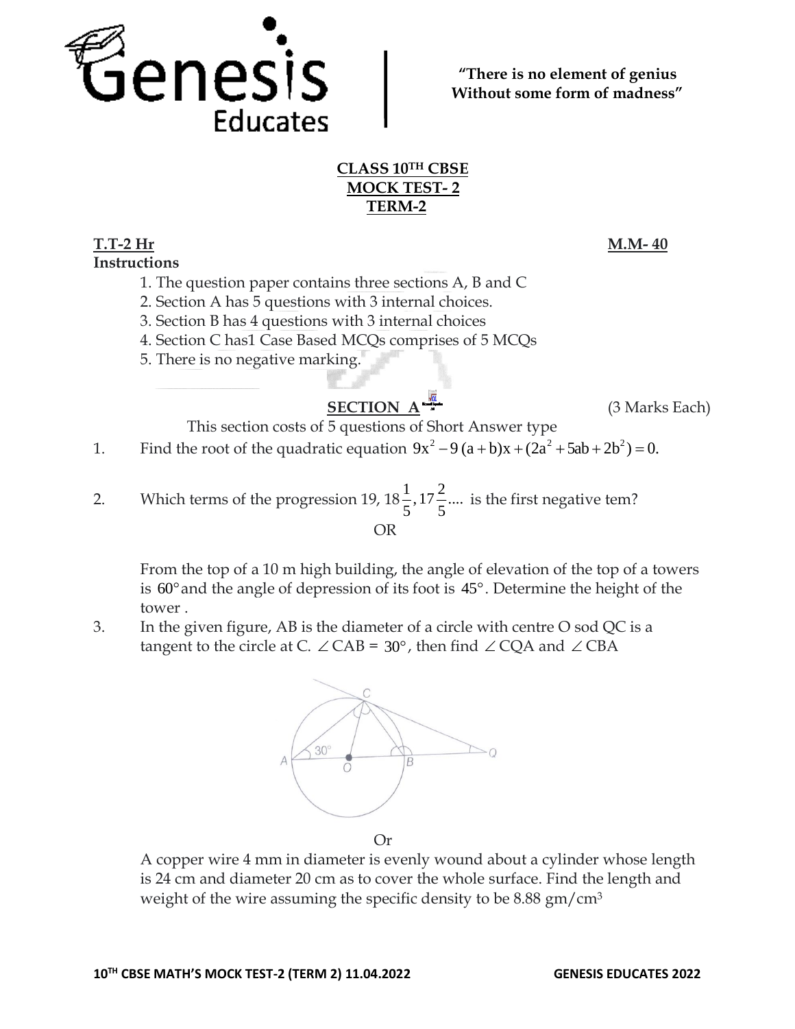Genesis Educates

**"There is no element of genius Without some form of madness"**

**CLASS 10$^{TH}$ CBSE**
**MOCK TEST- 2**
**TERM-2**

**T.T-2 Hr** **M.M- 40**

**Instructions**

1. The question paper contains three sections A, B and C
2. Section A has 5 questions with 3 internal choices.
3. Section B has 4 questions with 3 internal choices
4. Section C has1 Case Based MCQs comprises of 5 MCQs
5. There is no negative marking.

## SECTION A (3 Marks Each)

This section costs of 5 questions of Short Answer type

1. Find the root of the quadratic equation $9x^2 - 9(a+b)x + (2a^2 + 5ab + 2b^2) = 0.$

2. Which terms of the progression 19, $18\frac{1}{5}, 17\frac{2}{5}....$ is the first negative tem?

   OR

   From the top of a 10 m high building, the angle of elevation of the top of a towers is $60°$ and the angle of depression of its foot is $45°$. Determine the height of the tower .

3. In the given figure, AB is the diameter of a circle with centre O sod QC is a tangent to the circle at C. $\angle$CAB = $30°$, then find $\angle$CQA and $\angle$CBA

   Or

   A copper wire 4 mm in diameter is evenly wound about a cylinder whose length is 24 cm and diameter 20 cm as to cover the whole surface. Find the length and weight of the wire assuming the specific density to be 8.88 gm/cm$^3$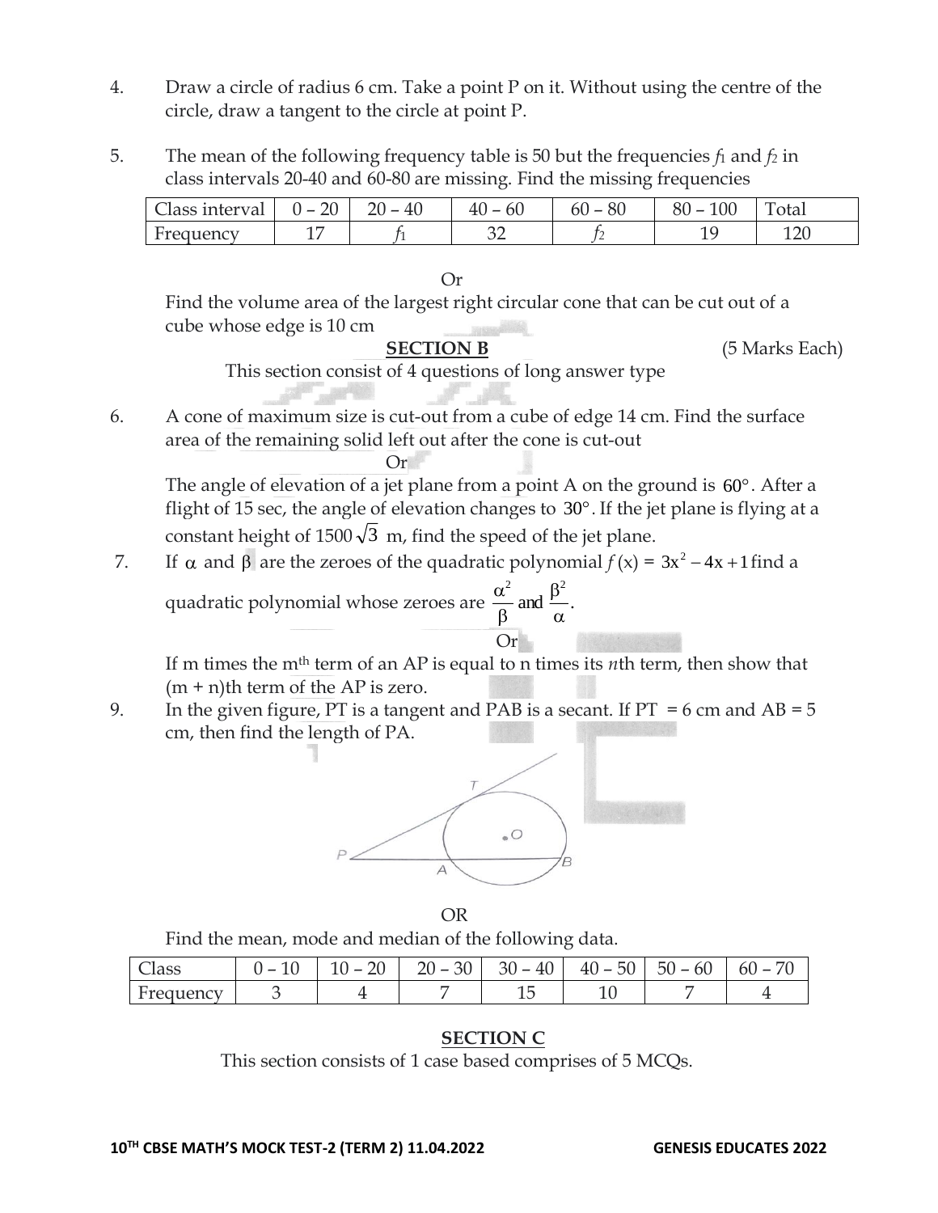4. Draw a circle of radius 6 cm. Take a point P on it. Without using the centre of the circle, draw a tangent to the circle at point P.

5. The mean of the following frequency table is 50 but the frequencies $f_1$ and $f_2$ in class intervals 20-40 and 60-80 are missing. Find the missing frequencies

| Class interval | 0 – 20 | 20 – 40 | 40 – 60 | 60 – 80 | 80 – 100 | Total |
|---|---|---|---|---|---|---|
| Frequency | 17 | $f_1$ | 32 | $f_2$ | 19 | 120 |

Or

Find the volume area of the largest right circular cone that can be cut out of a cube whose edge is 10 cm

## SECTION B (5 Marks Each)

This section consist of 4 questions of long answer type

6. A cone of maximum size is cut-out from a cube of edge 14 cm. Find the surface area of the remaining solid left out after the cone is cut-out

Or

The angle of elevation of a jet plane from a point A on the ground is $60°$. After a flight of 15 sec, the angle of elevation changes to $30°$. If the jet plane is flying at a constant height of $1500\sqrt{3}$ m, find the speed of the jet plane.

7. If $\alpha$ and $\beta$ are the zeroes of the quadratic polynomial $f(x) = 3x^2 - 4x + 1$ find a quadratic polynomial whose zeroes are $\frac{\alpha^2}{\beta}$ and $\frac{\beta^2}{\alpha}$.

Or

If m times the mth term of an AP is equal to n times its *n*th term, then show that (m + n)th term of the AP is zero.

9. In the given figure, PT is a tangent and PAB is a secant. If PT = 6 cm and AB = 5 cm, then find the length of PA.

OR

Find the mean, mode and median of the following data.

| Class | 0 – 10 | 10 – 20 | 20 – 30 | 30 – 40 | 40 – 50 | 50 – 60 | 60 – 70 |
|---|---|---|---|---|---|---|---|
| Frequency | 3 | 4 | 7 | 15 | 10 | 7 | 4 |

## SECTION C

This section consists of 1 case based comprises of 5 MCQs.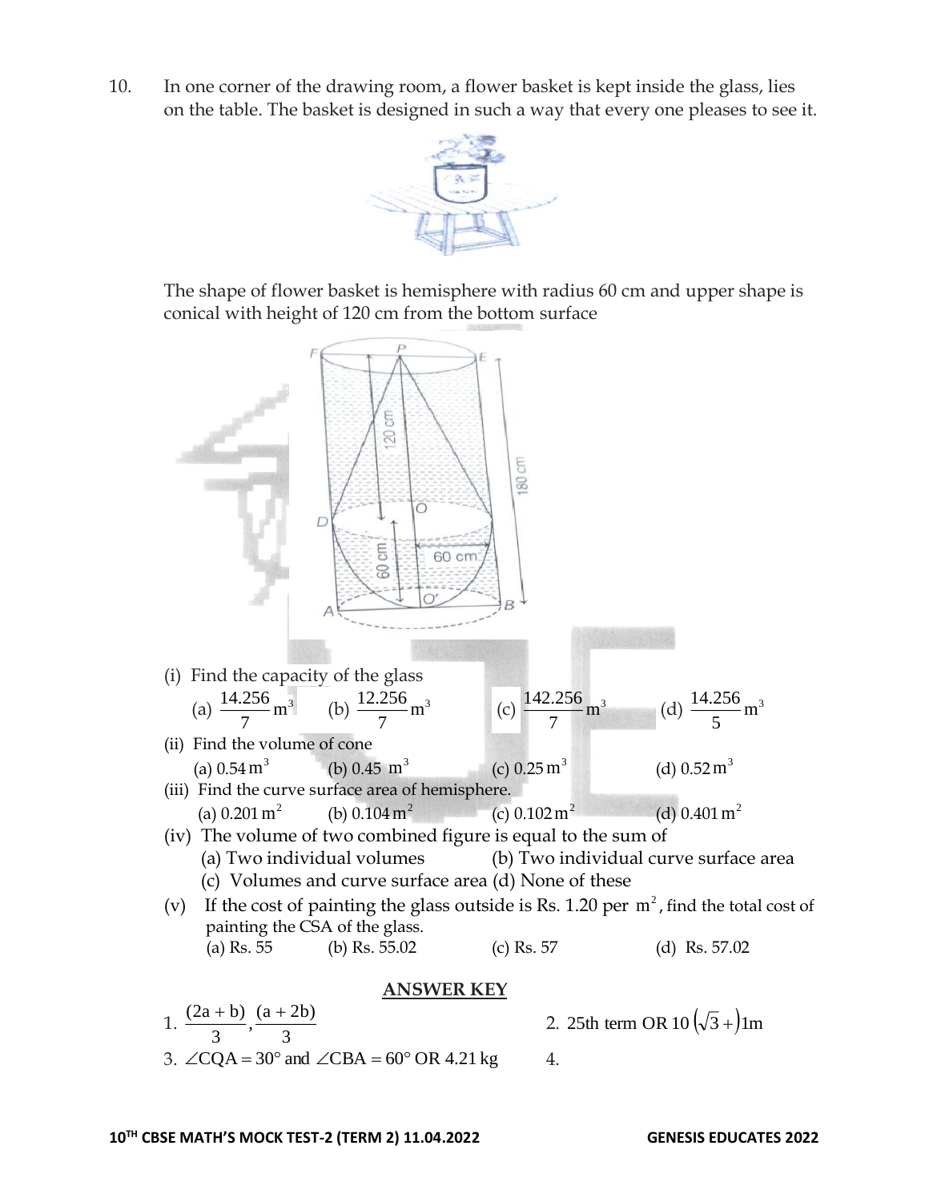10. In one corner of the drawing room, a flower basket is kept inside the glass, lies on the table. The basket is designed in such a way that every one pleases to see it.

The shape of flower basket is hemisphere with radius 60 cm and upper shape is conical with height of 120 cm from the bottom surface

(i) Find the capacity of the glass

(a) $\frac{14.256}{7}\text{m}^3$ (b) $\frac{12.256}{7}\text{m}^3$ (c) $\frac{142.256}{7}\text{m}^3$ (d) $\frac{14.256}{5}\text{m}^3$

(ii) Find the volume of cone

(a) $0.54\,\text{m}^3$ (b) $0.45\,\text{m}^3$ (c) $0.25\,\text{m}^3$ (d) $0.52\,\text{m}^3$

(iii) Find the curve surface area of hemisphere.

(a) $0.201\,\text{m}^2$ (b) $0.104\,\text{m}^2$ (c) $0.102\,\text{m}^2$ (d) $0.401\,\text{m}^2$

(iv) The volume of two combined figure is equal to the sum of

(a) Two individual volumes (b) Two individual curve surface area

(c) Volumes and curve surface area (d) None of these

(v) If the cost of painting the glass outside is Rs. 1.20 per $\text{m}^2$, find the total cost of painting the CSA of the glass.

(a) Rs. 55 (b) Rs. 55.02 (c) Rs. 57 (d) Rs. 57.02

## ANSWER KEY

1. $\frac{(2a+b)}{3}, \frac{(a+2b)}{3}$

2. 25th term OR $10\left(\sqrt{3}+\right)1\text{m}$

3. $\angle CQA = 30°$ and $\angle CBA = 60°$ OR 4.21 kg

4.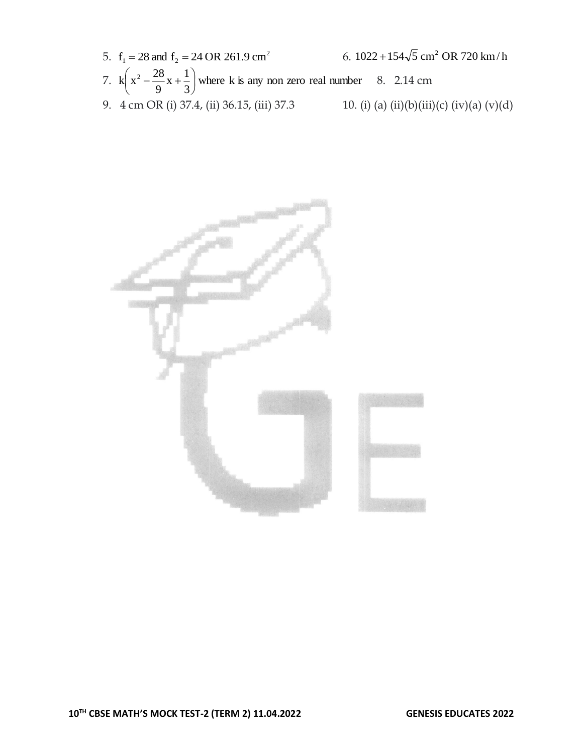5. $f_1 = 28$ and $f_2 = 24$ OR 261.9 $cm^2$

6. $1022 + 154\sqrt{5}$ $cm^2$ OR 720 km/h

7. $k\left(x^2 - \frac{28}{9}x + \frac{1}{3}\right)$ where k is any non zero real number

8. 2.14 cm

9. 4 cm OR (i) 37.4, (ii) 36.15, (iii) 37.3

10. (i) (a) (ii)(b)(iii)(c) (iv)(a) (v)(d)